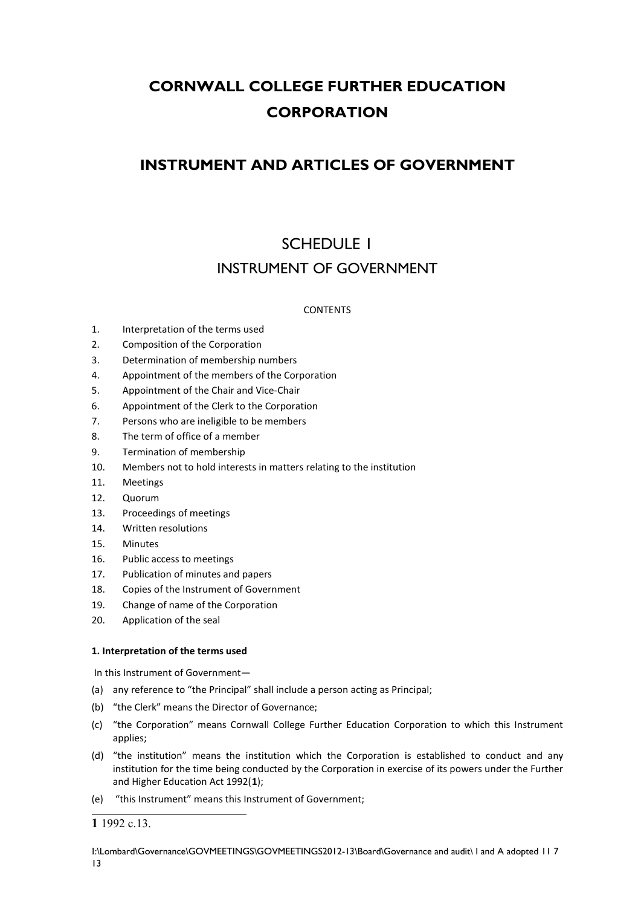# CORNWALL COLLEGE FURTHER EDUCATION CORPORATION

# INSTRUMENT AND ARTICLES OF GOVERNMENT

## SCHEDULE 1

## INSTRUMENT OF GOVERNMENT

CONTENTS

1. Interpretation of the terms used
2. Composition of the Corporation
3. Determination of membership numbers
4. Appointment of the members of the Corporation
5. Appointment of the Chair and Vice-Chair
6. Appointment of the Clerk to the Corporation
7. Persons who are ineligible to be members
8. The term of office of a member
9. Termination of membership
10. Members not to hold interests in matters relating to the institution
11. Meetings
12. Quorum
13. Proceedings of meetings
14. Written resolutions
15. Minutes
16. Public access to meetings
17. Publication of minutes and papers
18. Copies of the Instrument of Government
19. Change of name of the Corporation
20. Application of the seal

### 1. Interpretation of the terms used

In this Instrument of Government—

(a) any reference to "the Principal" shall include a person acting as Principal;

(b) "the Clerk" means the Director of Governance;

(c) "the Corporation" means Cornwall College Further Education Corporation to which this Instrument applies;

(d) "the institution" means the institution which the Corporation is established to conduct and any institution for the time being conducted by the Corporation in exercise of its powers under the Further and Higher Education Act 1992(**1**);

(e) "this Instrument" means this Instrument of Government;

---

**1** 1992 c.13.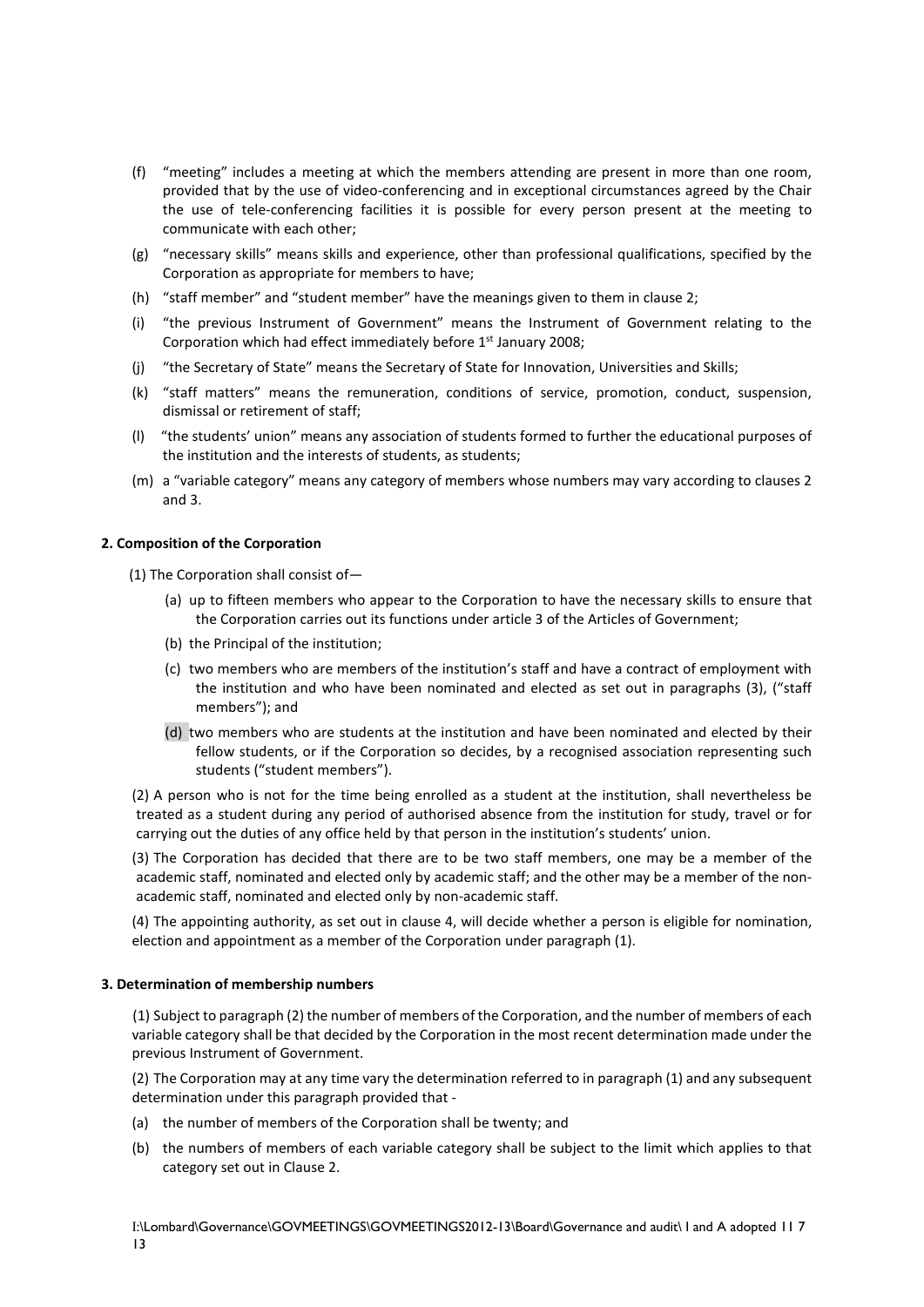(f) "meeting" includes a meeting at which the members attending are present in more than one room, provided that by the use of video-conferencing and in exceptional circumstances agreed by the Chair the use of tele-conferencing facilities it is possible for every person present at the meeting to communicate with each other;

(g) "necessary skills" means skills and experience, other than professional qualifications, specified by the Corporation as appropriate for members to have;

(h) "staff member" and "student member" have the meanings given to them in clause 2;

(i) "the previous Instrument of Government" means the Instrument of Government relating to the Corporation which had effect immediately before 1st January 2008;

(j) "the Secretary of State" means the Secretary of State for Innovation, Universities and Skills;

(k) "staff matters" means the remuneration, conditions of service, promotion, conduct, suspension, dismissal or retirement of staff;

(l) "the students' union" means any association of students formed to further the educational purposes of the institution and the interests of students, as students;

(m) a "variable category" means any category of members whose numbers may vary according to clauses 2 and 3.

**2. Composition of the Corporation**

(1) The Corporation shall consist of—

(a) up to fifteen members who appear to the Corporation to have the necessary skills to ensure that the Corporation carries out its functions under article 3 of the Articles of Government;

(b) the Principal of the institution;

(c) two members who are members of the institution's staff and have a contract of employment with the institution and who have been nominated and elected as set out in paragraphs (3), ("staff members"); and

(d) two members who are students at the institution and have been nominated and elected by their fellow students, or if the Corporation so decides, by a recognised association representing such students ("student members").

(2) A person who is not for the time being enrolled as a student at the institution, shall nevertheless be treated as a student during any period of authorised absence from the institution for study, travel or for carrying out the duties of any office held by that person in the institution's students' union.

(3) The Corporation has decided that there are to be two staff members, one may be a member of the academic staff, nominated and elected only by academic staff; and the other may be a member of the non-academic staff, nominated and elected only by non-academic staff.

(4) The appointing authority, as set out in clause 4, will decide whether a person is eligible for nomination, election and appointment as a member of the Corporation under paragraph (1).

**3. Determination of membership numbers**

(1) Subject to paragraph (2) the number of members of the Corporation, and the number of members of each variable category shall be that decided by the Corporation in the most recent determination made under the previous Instrument of Government.

(2) The Corporation may at any time vary the determination referred to in paragraph (1) and any subsequent determination under this paragraph provided that -

(a) the number of members of the Corporation shall be twenty; and

(b) the numbers of members of each variable category shall be subject to the limit which applies to that category set out in Clause 2.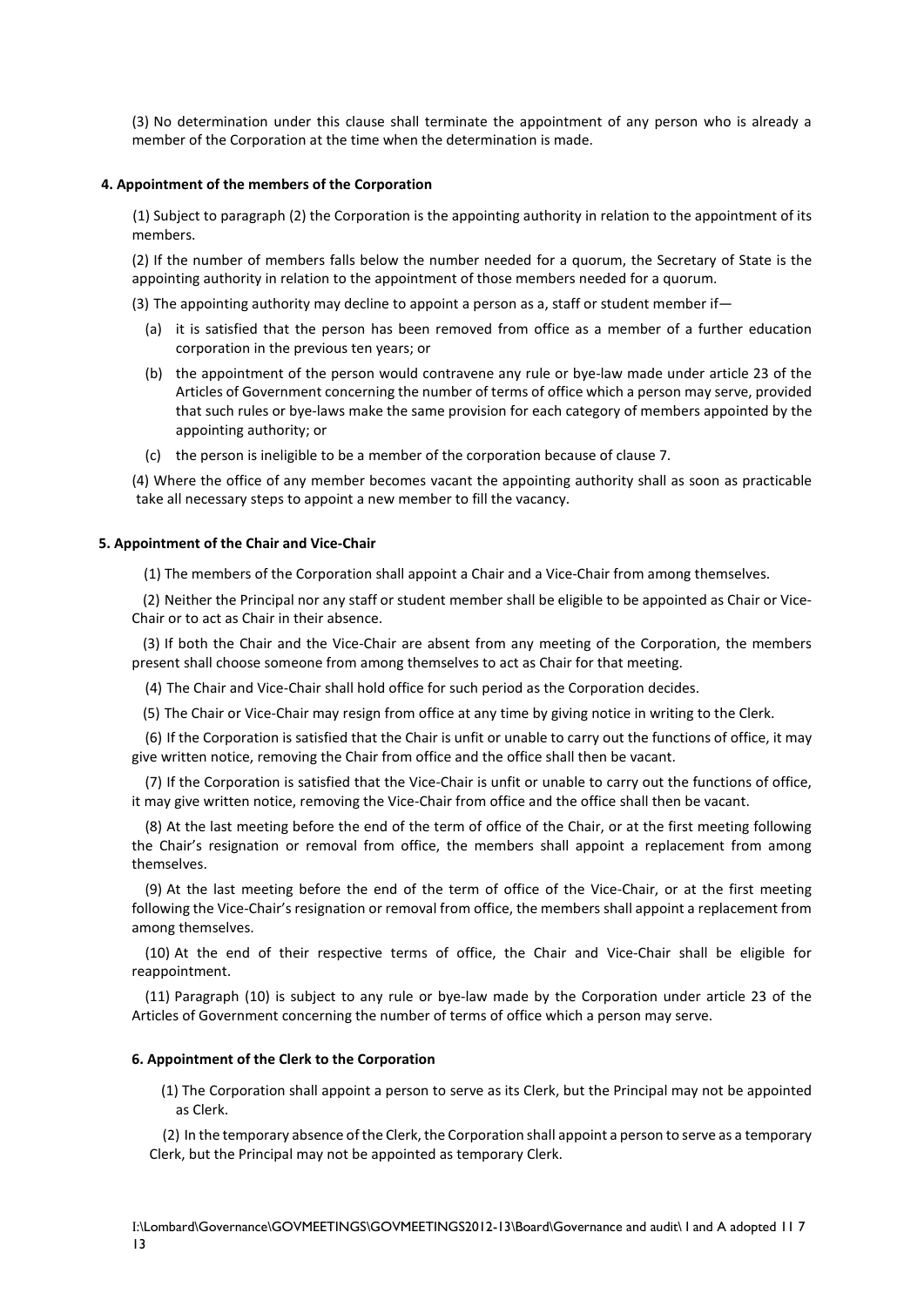(3) No determination under this clause shall terminate the appointment of any person who is already a member of the Corporation at the time when the determination is made.

**4. Appointment of the members of the Corporation**

(1) Subject to paragraph (2) the Corporation is the appointing authority in relation to the appointment of its members.

(2) If the number of members falls below the number needed for a quorum, the Secretary of State is the appointing authority in relation to the appointment of those members needed for a quorum.

(3) The appointing authority may decline to appoint a person as a, staff or student member if—

- (a) it is satisfied that the person has been removed from office as a member of a further education corporation in the previous ten years; or
- (b) the appointment of the person would contravene any rule or bye-law made under article 23 of the Articles of Government concerning the number of terms of office which a person may serve, provided that such rules or bye-laws make the same provision for each category of members appointed by the appointing authority; or
- (c) the person is ineligible to be a member of the corporation because of clause 7.

(4) Where the office of any member becomes vacant the appointing authority shall as soon as practicable take all necessary steps to appoint a new member to fill the vacancy.

**5. Appointment of the Chair and Vice-Chair**

(1) The members of the Corporation shall appoint a Chair and a Vice-Chair from among themselves.

(2) Neither the Principal nor any staff or student member shall be eligible to be appointed as Chair or Vice-Chair or to act as Chair in their absence.

(3) If both the Chair and the Vice-Chair are absent from any meeting of the Corporation, the members present shall choose someone from among themselves to act as Chair for that meeting.

(4) The Chair and Vice-Chair shall hold office for such period as the Corporation decides.

(5) The Chair or Vice-Chair may resign from office at any time by giving notice in writing to the Clerk.

(6) If the Corporation is satisfied that the Chair is unfit or unable to carry out the functions of office, it may give written notice, removing the Chair from office and the office shall then be vacant.

(7) If the Corporation is satisfied that the Vice-Chair is unfit or unable to carry out the functions of office, it may give written notice, removing the Vice-Chair from office and the office shall then be vacant.

(8) At the last meeting before the end of the term of office of the Chair, or at the first meeting following the Chair's resignation or removal from office, the members shall appoint a replacement from among themselves.

(9) At the last meeting before the end of the term of office of the Vice-Chair, or at the first meeting following the Vice-Chair's resignation or removal from office, the members shall appoint a replacement from among themselves.

(10) At the end of their respective terms of office, the Chair and Vice-Chair shall be eligible for reappointment.

(11) Paragraph (10) is subject to any rule or bye-law made by the Corporation under article 23 of the Articles of Government concerning the number of terms of office which a person may serve.

**6. Appointment of the Clerk to the Corporation**

(1) The Corporation shall appoint a person to serve as its Clerk, but the Principal may not be appointed as Clerk.

(2) In the temporary absence of the Clerk, the Corporation shall appoint a person to serve as a temporary Clerk, but the Principal may not be appointed as temporary Clerk.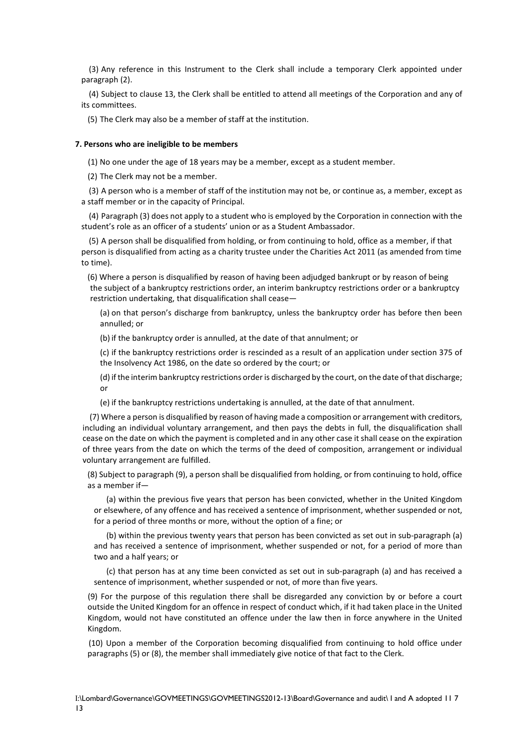(3) Any reference in this Instrument to the Clerk shall include a temporary Clerk appointed under paragraph (2).

(4) Subject to clause 13, the Clerk shall be entitled to attend all meetings of the Corporation and any of its committees.

(5) The Clerk may also be a member of staff at the institution.

**7. Persons who are ineligible to be members**

(1) No one under the age of 18 years may be a member, except as a student member.

(2) The Clerk may not be a member.

(3) A person who is a member of staff of the institution may not be, or continue as, a member, except as a staff member or in the capacity of Principal.

(4) Paragraph (3) does not apply to a student who is employed by the Corporation in connection with the student's role as an officer of a students' union or as a Student Ambassador.

(5) A person shall be disqualified from holding, or from continuing to hold, office as a member, if that person is disqualified from acting as a charity trustee under the Charities Act 2011 (as amended from time to time).

(6) Where a person is disqualified by reason of having been adjudged bankrupt or by reason of being the subject of a bankruptcy restrictions order, an interim bankruptcy restrictions order or a bankruptcy restriction undertaking, that disqualification shall cease—

(a) on that person's discharge from bankruptcy, unless the bankruptcy order has before then been annulled; or

(b) if the bankruptcy order is annulled, at the date of that annulment; or

(c) if the bankruptcy restrictions order is rescinded as a result of an application under section 375 of the Insolvency Act 1986, on the date so ordered by the court; or

(d) if the interim bankruptcy restrictions order is discharged by the court, on the date of that discharge; or

(e) if the bankruptcy restrictions undertaking is annulled, at the date of that annulment.

(7) Where a person is disqualified by reason of having made a composition or arrangement with creditors, including an individual voluntary arrangement, and then pays the debts in full, the disqualification shall cease on the date on which the payment is completed and in any other case it shall cease on the expiration of three years from the date on which the terms of the deed of composition, arrangement or individual voluntary arrangement are fulfilled.

(8) Subject to paragraph (9), a person shall be disqualified from holding, or from continuing to hold, office as a member if—

(a) within the previous five years that person has been convicted, whether in the United Kingdom or elsewhere, of any offence and has received a sentence of imprisonment, whether suspended or not, for a period of three months or more, without the option of a fine; or

(b) within the previous twenty years that person has been convicted as set out in sub-paragraph (a) and has received a sentence of imprisonment, whether suspended or not, for a period of more than two and a half years; or

(c) that person has at any time been convicted as set out in sub-paragraph (a) and has received a sentence of imprisonment, whether suspended or not, of more than five years.

(9) For the purpose of this regulation there shall be disregarded any conviction by or before a court outside the United Kingdom for an offence in respect of conduct which, if it had taken place in the United Kingdom, would not have constituted an offence under the law then in force anywhere in the United Kingdom.

(10) Upon a member of the Corporation becoming disqualified from continuing to hold office under paragraphs (5) or (8), the member shall immediately give notice of that fact to the Clerk.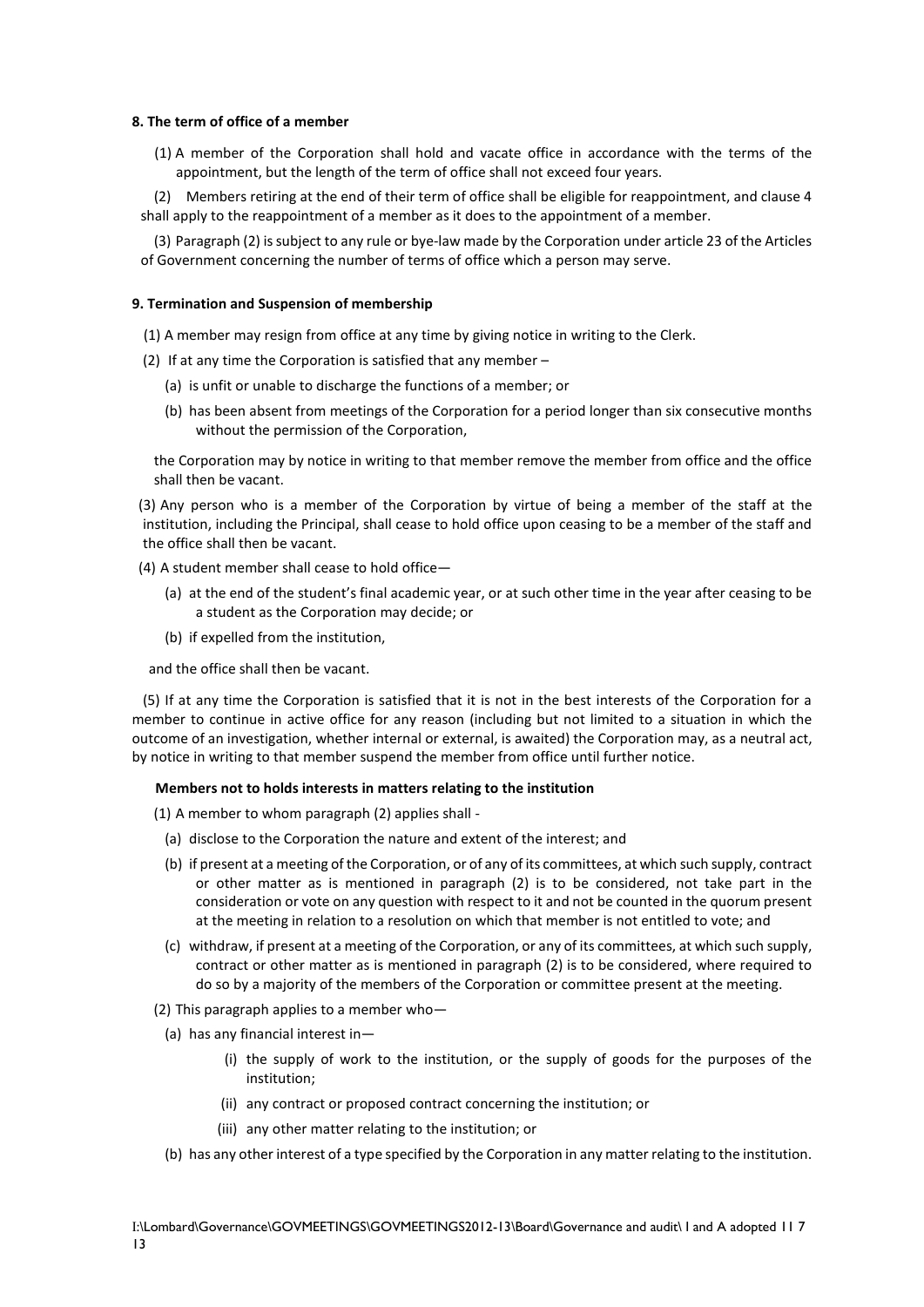#### 8. The term of office of a member

(1) A member of the Corporation shall hold and vacate office in accordance with the terms of the appointment, but the length of the term of office shall not exceed four years.

(2) Members retiring at the end of their term of office shall be eligible for reappointment, and clause 4 shall apply to the reappointment of a member as it does to the appointment of a member.

(3) Paragraph (2) is subject to any rule or bye-law made by the Corporation under article 23 of the Articles of Government concerning the number of terms of office which a person may serve.

#### 9. Termination and Suspension of membership

(1) A member may resign from office at any time by giving notice in writing to the Clerk.

(2) If at any time the Corporation is satisfied that any member –

- (a) is unfit or unable to discharge the functions of a member; or
- (b) has been absent from meetings of the Corporation for a period longer than six consecutive months without the permission of the Corporation,

the Corporation may by notice in writing to that member remove the member from office and the office shall then be vacant.

(3) Any person who is a member of the Corporation by virtue of being a member of the staff at the institution, including the Principal, shall cease to hold office upon ceasing to be a member of the staff and the office shall then be vacant.

(4) A student member shall cease to hold office—

- (a) at the end of the student's final academic year, or at such other time in the year after ceasing to be a student as the Corporation may decide; or
- (b) if expelled from the institution,

and the office shall then be vacant.

(5) If at any time the Corporation is satisfied that it is not in the best interests of the Corporation for a member to continue in active office for any reason (including but not limited to a situation in which the outcome of an investigation, whether internal or external, is awaited) the Corporation may, as a neutral act, by notice in writing to that member suspend the member from office until further notice.

#### Members not to holds interests in matters relating to the institution

(1) A member to whom paragraph (2) applies shall -

- (a) disclose to the Corporation the nature and extent of the interest; and
- (b) if present at a meeting of the Corporation, or of any of its committees, at which such supply, contract or other matter as is mentioned in paragraph (2) is to be considered, not take part in the consideration or vote on any question with respect to it and not be counted in the quorum present at the meeting in relation to a resolution on which that member is not entitled to vote; and
- (c) withdraw, if present at a meeting of the Corporation, or any of its committees, at which such supply, contract or other matter as is mentioned in paragraph (2) is to be considered, where required to do so by a majority of the members of the Corporation or committee present at the meeting.

(2) This paragraph applies to a member who—

- (a) has any financial interest in—
  - (i) the supply of work to the institution, or the supply of goods for the purposes of the institution;
  - (ii) any contract or proposed contract concerning the institution; or
  - (iii) any other matter relating to the institution; or
- (b) has any other interest of a type specified by the Corporation in any matter relating to the institution.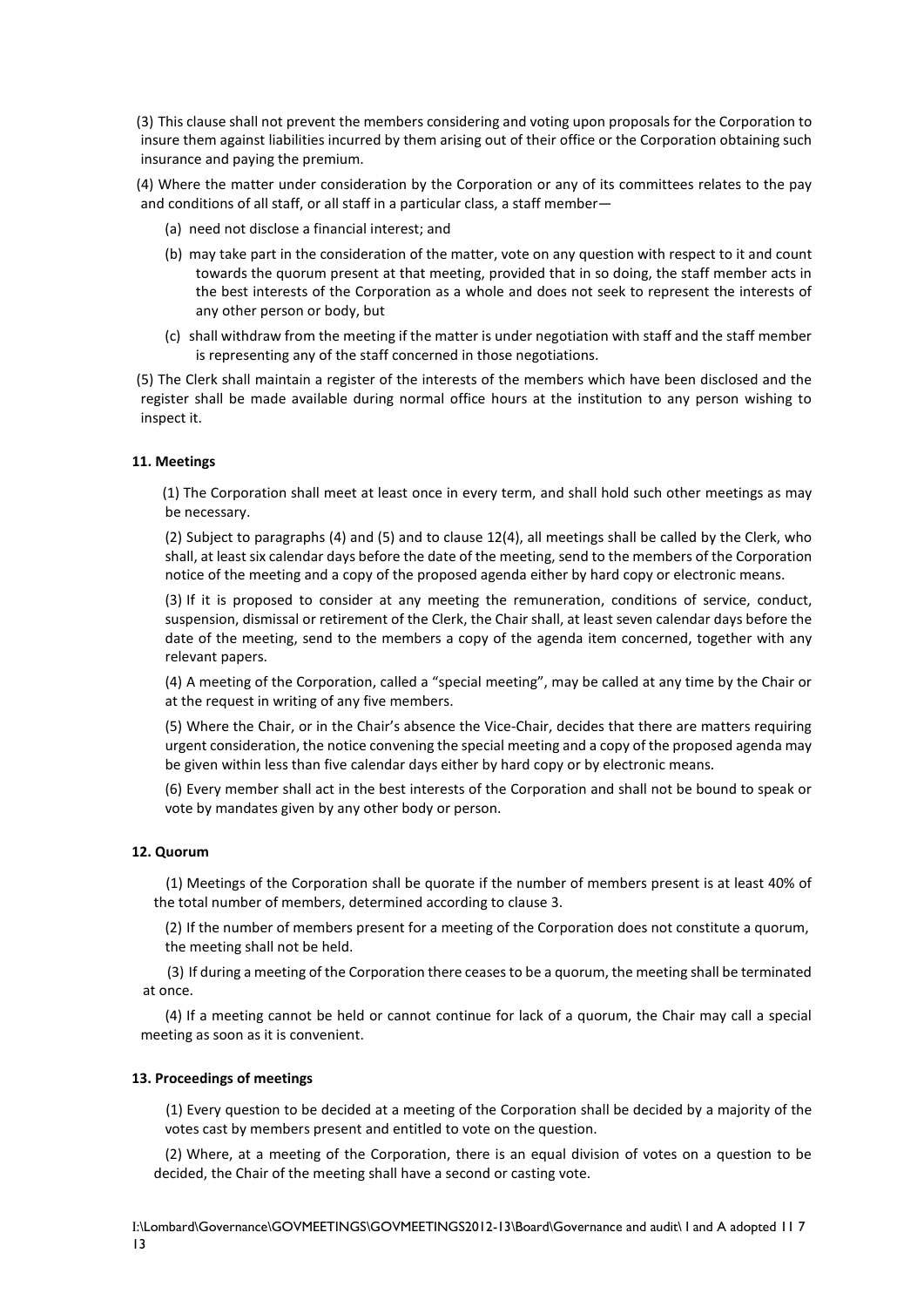(3) This clause shall not prevent the members considering and voting upon proposals for the Corporation to insure them against liabilities incurred by them arising out of their office or the Corporation obtaining such insurance and paying the premium.

(4) Where the matter under consideration by the Corporation or any of its committees relates to the pay and conditions of all staff, or all staff in a particular class, a staff member—

(a) need not disclose a financial interest; and

(b) may take part in the consideration of the matter, vote on any question with respect to it and count towards the quorum present at that meeting, provided that in so doing, the staff member acts in the best interests of the Corporation as a whole and does not seek to represent the interests of any other person or body, but

(c) shall withdraw from the meeting if the matter is under negotiation with staff and the staff member is representing any of the staff concerned in those negotiations.

(5) The Clerk shall maintain a register of the interests of the members which have been disclosed and the register shall be made available during normal office hours at the institution to any person wishing to inspect it.

**11. Meetings**

(1) The Corporation shall meet at least once in every term, and shall hold such other meetings as may be necessary.

(2) Subject to paragraphs (4) and (5) and to clause 12(4), all meetings shall be called by the Clerk, who shall, at least six calendar days before the date of the meeting, send to the members of the Corporation notice of the meeting and a copy of the proposed agenda either by hard copy or electronic means.

(3) If it is proposed to consider at any meeting the remuneration, conditions of service, conduct, suspension, dismissal or retirement of the Clerk, the Chair shall, at least seven calendar days before the date of the meeting, send to the members a copy of the agenda item concerned, together with any relevant papers.

(4) A meeting of the Corporation, called a "special meeting", may be called at any time by the Chair or at the request in writing of any five members.

(5) Where the Chair, or in the Chair's absence the Vice-Chair, decides that there are matters requiring urgent consideration, the notice convening the special meeting and a copy of the proposed agenda may be given within less than five calendar days either by hard copy or by electronic means.

(6) Every member shall act in the best interests of the Corporation and shall not be bound to speak or vote by mandates given by any other body or person.

**12. Quorum**

(1) Meetings of the Corporation shall be quorate if the number of members present is at least 40% of the total number of members, determined according to clause 3.

(2) If the number of members present for a meeting of the Corporation does not constitute a quorum, the meeting shall not be held.

(3) If during a meeting of the Corporation there ceases to be a quorum, the meeting shall be terminated at once.

(4) If a meeting cannot be held or cannot continue for lack of a quorum, the Chair may call a special meeting as soon as it is convenient.

**13. Proceedings of meetings**

(1) Every question to be decided at a meeting of the Corporation shall be decided by a majority of the votes cast by members present and entitled to vote on the question.

(2) Where, at a meeting of the Corporation, there is an equal division of votes on a question to be decided, the Chair of the meeting shall have a second or casting vote.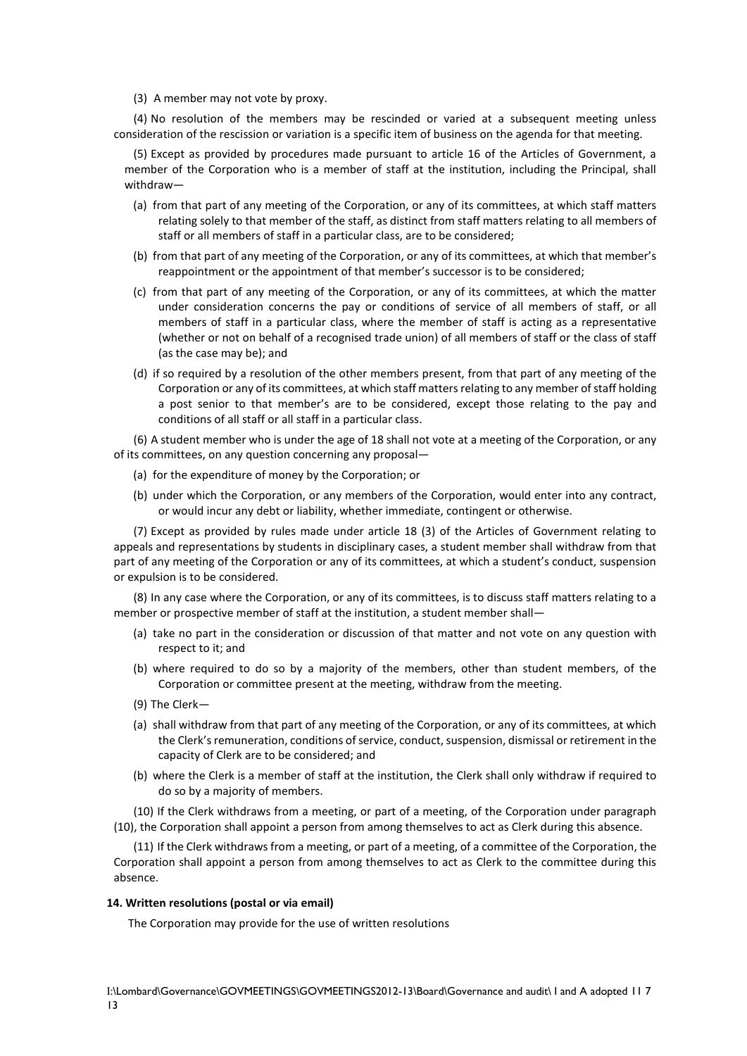(3) A member may not vote by proxy.

(4) No resolution of the members may be rescinded or varied at a subsequent meeting unless consideration of the rescission or variation is a specific item of business on the agenda for that meeting.

(5) Except as provided by procedures made pursuant to article 16 of the Articles of Government, a member of the Corporation who is a member of staff at the institution, including the Principal, shall withdraw—

(a) from that part of any meeting of the Corporation, or any of its committees, at which staff matters relating solely to that member of the staff, as distinct from staff matters relating to all members of staff or all members of staff in a particular class, are to be considered;

(b) from that part of any meeting of the Corporation, or any of its committees, at which that member's reappointment or the appointment of that member's successor is to be considered;

(c) from that part of any meeting of the Corporation, or any of its committees, at which the matter under consideration concerns the pay or conditions of service of all members of staff, or all members of staff in a particular class, where the member of staff is acting as a representative (whether or not on behalf of a recognised trade union) of all members of staff or the class of staff (as the case may be); and

(d) if so required by a resolution of the other members present, from that part of any meeting of the Corporation or any of its committees, at which staff matters relating to any member of staff holding a post senior to that member's are to be considered, except those relating to the pay and conditions of all staff or all staff in a particular class.

(6) A student member who is under the age of 18 shall not vote at a meeting of the Corporation, or any of its committees, on any question concerning any proposal—

(a) for the expenditure of money by the Corporation; or

(b) under which the Corporation, or any members of the Corporation, would enter into any contract, or would incur any debt or liability, whether immediate, contingent or otherwise.

(7) Except as provided by rules made under article 18 (3) of the Articles of Government relating to appeals and representations by students in disciplinary cases, a student member shall withdraw from that part of any meeting of the Corporation or any of its committees, at which a student's conduct, suspension or expulsion is to be considered.

(8) In any case where the Corporation, or any of its committees, is to discuss staff matters relating to a member or prospective member of staff at the institution, a student member shall—

(a) take no part in the consideration or discussion of that matter and not vote on any question with respect to it; and

(b) where required to do so by a majority of the members, other than student members, of the Corporation or committee present at the meeting, withdraw from the meeting.

(9) The Clerk—

(a) shall withdraw from that part of any meeting of the Corporation, or any of its committees, at which the Clerk's remuneration, conditions of service, conduct, suspension, dismissal or retirement in the capacity of Clerk are to be considered; and

(b) where the Clerk is a member of staff at the institution, the Clerk shall only withdraw if required to do so by a majority of members.

(10) If the Clerk withdraws from a meeting, or part of a meeting, of the Corporation under paragraph (10), the Corporation shall appoint a person from among themselves to act as Clerk during this absence.

(11) If the Clerk withdraws from a meeting, or part of a meeting, of a committee of the Corporation, the Corporation shall appoint a person from among themselves to act as Clerk to the committee during this absence.

**14. Written resolutions (postal or via email)**

The Corporation may provide for the use of written resolutions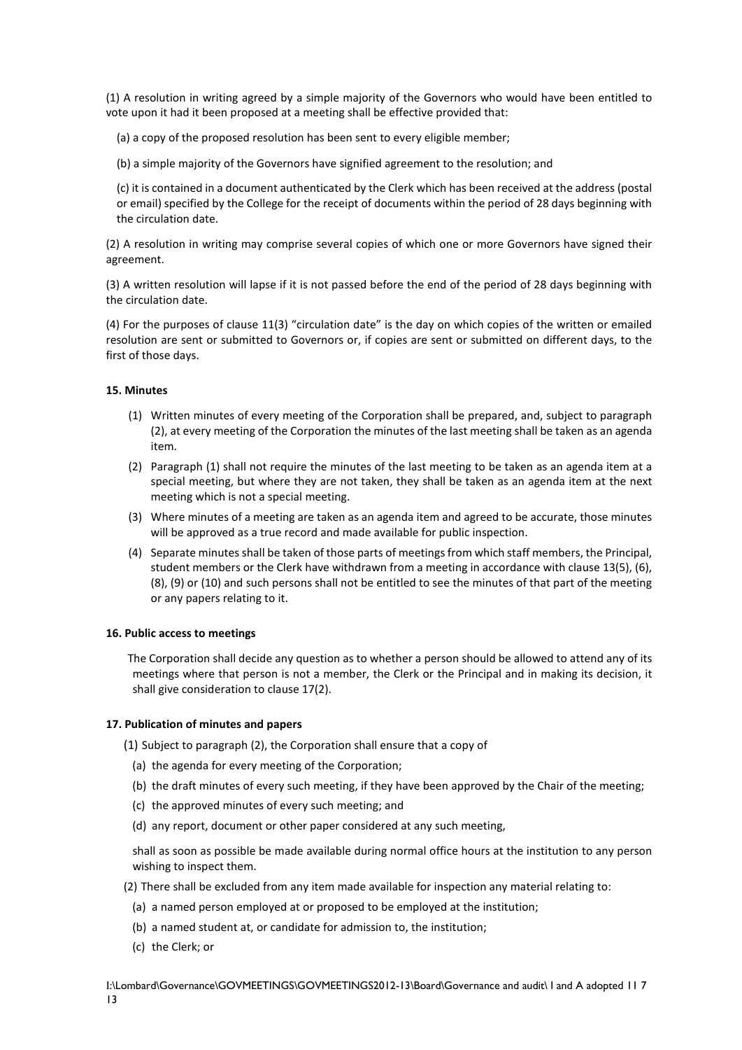(1) A resolution in writing agreed by a simple majority of the Governors who would have been entitled to vote upon it had it been proposed at a meeting shall be effective provided that:

(a) a copy of the proposed resolution has been sent to every eligible member;

(b) a simple majority of the Governors have signified agreement to the resolution; and

(c) it is contained in a document authenticated by the Clerk which has been received at the address (postal or email) specified by the College for the receipt of documents within the period of 28 days beginning with the circulation date.

(2) A resolution in writing may comprise several copies of which one or more Governors have signed their agreement.

(3) A written resolution will lapse if it is not passed before the end of the period of 28 days beginning with the circulation date.

(4) For the purposes of clause 11(3) "circulation date" is the day on which copies of the written or emailed resolution are sent or submitted to Governors or, if copies are sent or submitted on different days, to the first of those days.

**15. Minutes**

(1) Written minutes of every meeting of the Corporation shall be prepared, and, subject to paragraph (2), at every meeting of the Corporation the minutes of the last meeting shall be taken as an agenda item.

(2) Paragraph (1) shall not require the minutes of the last meeting to be taken as an agenda item at a special meeting, but where they are not taken, they shall be taken as an agenda item at the next meeting which is not a special meeting.

(3) Where minutes of a meeting are taken as an agenda item and agreed to be accurate, those minutes will be approved as a true record and made available for public inspection.

(4) Separate minutes shall be taken of those parts of meetings from which staff members, the Principal, student members or the Clerk have withdrawn from a meeting in accordance with clause 13(5), (6), (8), (9) or (10) and such persons shall not be entitled to see the minutes of that part of the meeting or any papers relating to it.

**16. Public access to meetings**

The Corporation shall decide any question as to whether a person should be allowed to attend any of its meetings where that person is not a member, the Clerk or the Principal and in making its decision, it shall give consideration to clause 17(2).

**17. Publication of minutes and papers**

(1) Subject to paragraph (2), the Corporation shall ensure that a copy of

(a) the agenda for every meeting of the Corporation;

(b) the draft minutes of every such meeting, if they have been approved by the Chair of the meeting;

(c) the approved minutes of every such meeting; and

(d) any report, document or other paper considered at any such meeting,

shall as soon as possible be made available during normal office hours at the institution to any person wishing to inspect them.

(2) There shall be excluded from any item made available for inspection any material relating to:

(a) a named person employed at or proposed to be employed at the institution;

(b) a named student at, or candidate for admission to, the institution;

(c) the Clerk; or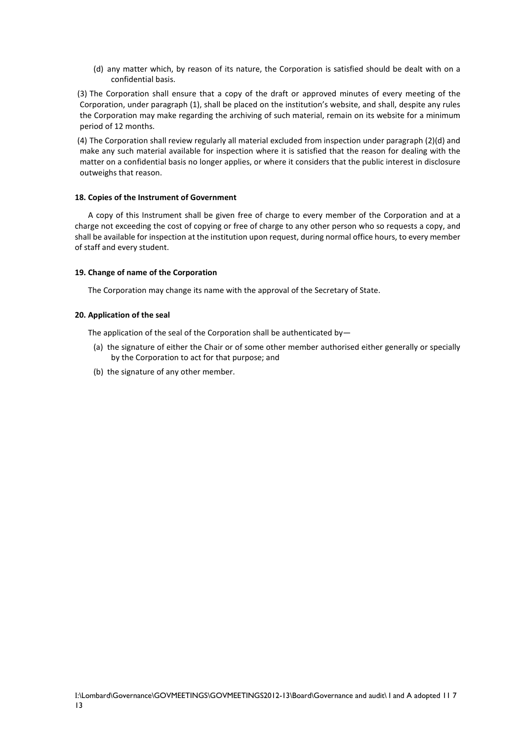(d) any matter which, by reason of its nature, the Corporation is satisfied should be dealt with on a confidential basis.

(3) The Corporation shall ensure that a copy of the draft or approved minutes of every meeting of the Corporation, under paragraph (1), shall be placed on the institution's website, and shall, despite any rules the Corporation may make regarding the archiving of such material, remain on its website for a minimum period of 12 months.

(4) The Corporation shall review regularly all material excluded from inspection under paragraph (2)(d) and make any such material available for inspection where it is satisfied that the reason for dealing with the matter on a confidential basis no longer applies, or where it considers that the public interest in disclosure outweighs that reason.

**18. Copies of the Instrument of Government**

A copy of this Instrument shall be given free of charge to every member of the Corporation and at a charge not exceeding the cost of copying or free of charge to any other person who so requests a copy, and shall be available for inspection at the institution upon request, during normal office hours, to every member of staff and every student.

**19. Change of name of the Corporation**

The Corporation may change its name with the approval of the Secretary of State.

**20. Application of the seal**

The application of the seal of the Corporation shall be authenticated by—

(a) the signature of either the Chair or of some other member authorised either generally or specially by the Corporation to act for that purpose; and

(b) the signature of any other member.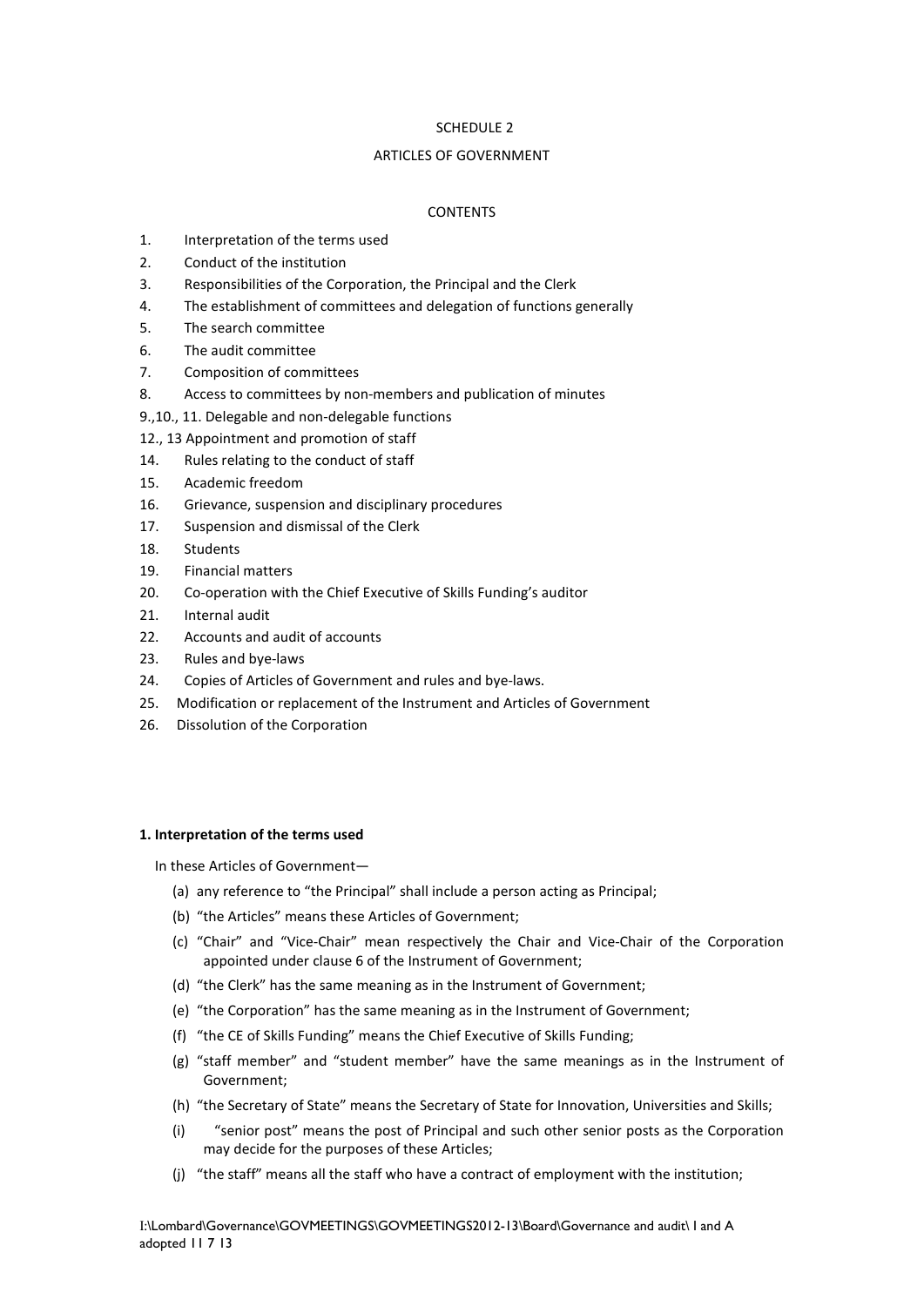SCHEDULE 2

ARTICLES OF GOVERNMENT

CONTENTS

1. Interpretation of the terms used
2. Conduct of the institution
3. Responsibilities of the Corporation, the Principal and the Clerk
4. The establishment of committees and delegation of functions generally
5. The search committee
6. The audit committee
7. Composition of committees
8. Access to committees by non-members and publication of minutes

9.,10., 11. Delegable and non-delegable functions

12., 13 Appointment and promotion of staff

14. Rules relating to the conduct of staff
15. Academic freedom
16. Grievance, suspension and disciplinary procedures
17. Suspension and dismissal of the Clerk
18. Students
19. Financial matters
20. Co-operation with the Chief Executive of Skills Funding's auditor
21. Internal audit
22. Accounts and audit of accounts
23. Rules and bye-laws
24. Copies of Articles of Government and rules and bye-laws.
25. Modification or replacement of the Instrument and Articles of Government
26. Dissolution of the Corporation

**1. Interpretation of the terms used**

In these Articles of Government—

(a) any reference to "the Principal" shall include a person acting as Principal;

(b) "the Articles" means these Articles of Government;

(c) "Chair" and "Vice-Chair" mean respectively the Chair and Vice-Chair of the Corporation appointed under clause 6 of the Instrument of Government;

(d) "the Clerk" has the same meaning as in the Instrument of Government;

(e) "the Corporation" has the same meaning as in the Instrument of Government;

(f) "the CE of Skills Funding" means the Chief Executive of Skills Funding;

(g) "staff member" and "student member" have the same meanings as in the Instrument of Government;

(h) "the Secretary of State" means the Secretary of State for Innovation, Universities and Skills;

(i) "senior post" means the post of Principal and such other senior posts as the Corporation may decide for the purposes of these Articles;

(j) "the staff" means all the staff who have a contract of employment with the institution;

I:\Lombard\Governance\GOVMEETINGS\GOVMEETINGS2012-13\Board\Governance and audit\ I and A adopted 11 7 13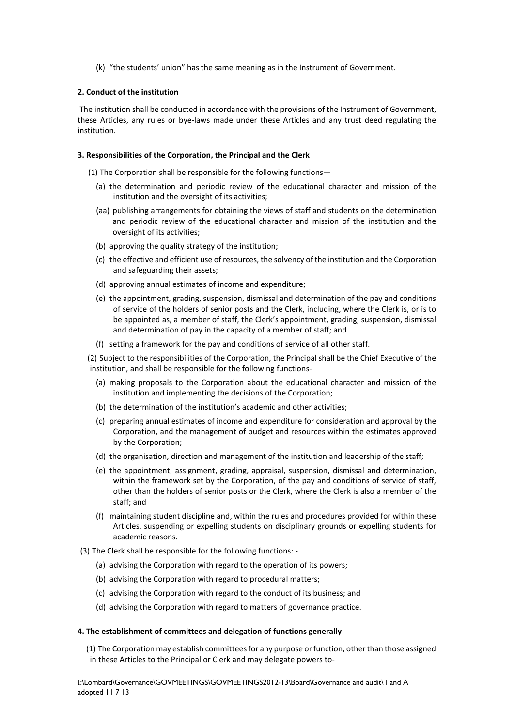(k) "the students' union" has the same meaning as in the Instrument of Government.

**2. Conduct of the institution**

The institution shall be conducted in accordance with the provisions of the Instrument of Government, these Articles, any rules or bye-laws made under these Articles and any trust deed regulating the institution.

**3. Responsibilities of the Corporation, the Principal and the Clerk**

(1) The Corporation shall be responsible for the following functions—

(a) the determination and periodic review of the educational character and mission of the institution and the oversight of its activities;

(aa) publishing arrangements for obtaining the views of staff and students on the determination and periodic review of the educational character and mission of the institution and the oversight of its activities;

(b) approving the quality strategy of the institution;

(c) the effective and efficient use of resources, the solvency of the institution and the Corporation and safeguarding their assets;

(d) approving annual estimates of income and expenditure;

(e) the appointment, grading, suspension, dismissal and determination of the pay and conditions of service of the holders of senior posts and the Clerk, including, where the Clerk is, or is to be appointed as, a member of staff, the Clerk's appointment, grading, suspension, dismissal and determination of pay in the capacity of a member of staff; and

(f) setting a framework for the pay and conditions of service of all other staff.

(2) Subject to the responsibilities of the Corporation, the Principal shall be the Chief Executive of the institution, and shall be responsible for the following functions-

(a) making proposals to the Corporation about the educational character and mission of the institution and implementing the decisions of the Corporation;

(b) the determination of the institution's academic and other activities;

(c) preparing annual estimates of income and expenditure for consideration and approval by the Corporation, and the management of budget and resources within the estimates approved by the Corporation;

(d) the organisation, direction and management of the institution and leadership of the staff;

(e) the appointment, assignment, grading, appraisal, suspension, dismissal and determination, within the framework set by the Corporation, of the pay and conditions of service of staff, other than the holders of senior posts or the Clerk, where the Clerk is also a member of the staff; and

(f) maintaining student discipline and, within the rules and procedures provided for within these Articles, suspending or expelling students on disciplinary grounds or expelling students for academic reasons.

(3) The Clerk shall be responsible for the following functions: -

(a) advising the Corporation with regard to the operation of its powers;

(b) advising the Corporation with regard to procedural matters;

(c) advising the Corporation with regard to the conduct of its business; and

(d) advising the Corporation with regard to matters of governance practice.

**4. The establishment of committees and delegation of functions generally**

(1) The Corporation may establish committees for any purpose or function, other than those assigned in these Articles to the Principal or Clerk and may delegate powers to-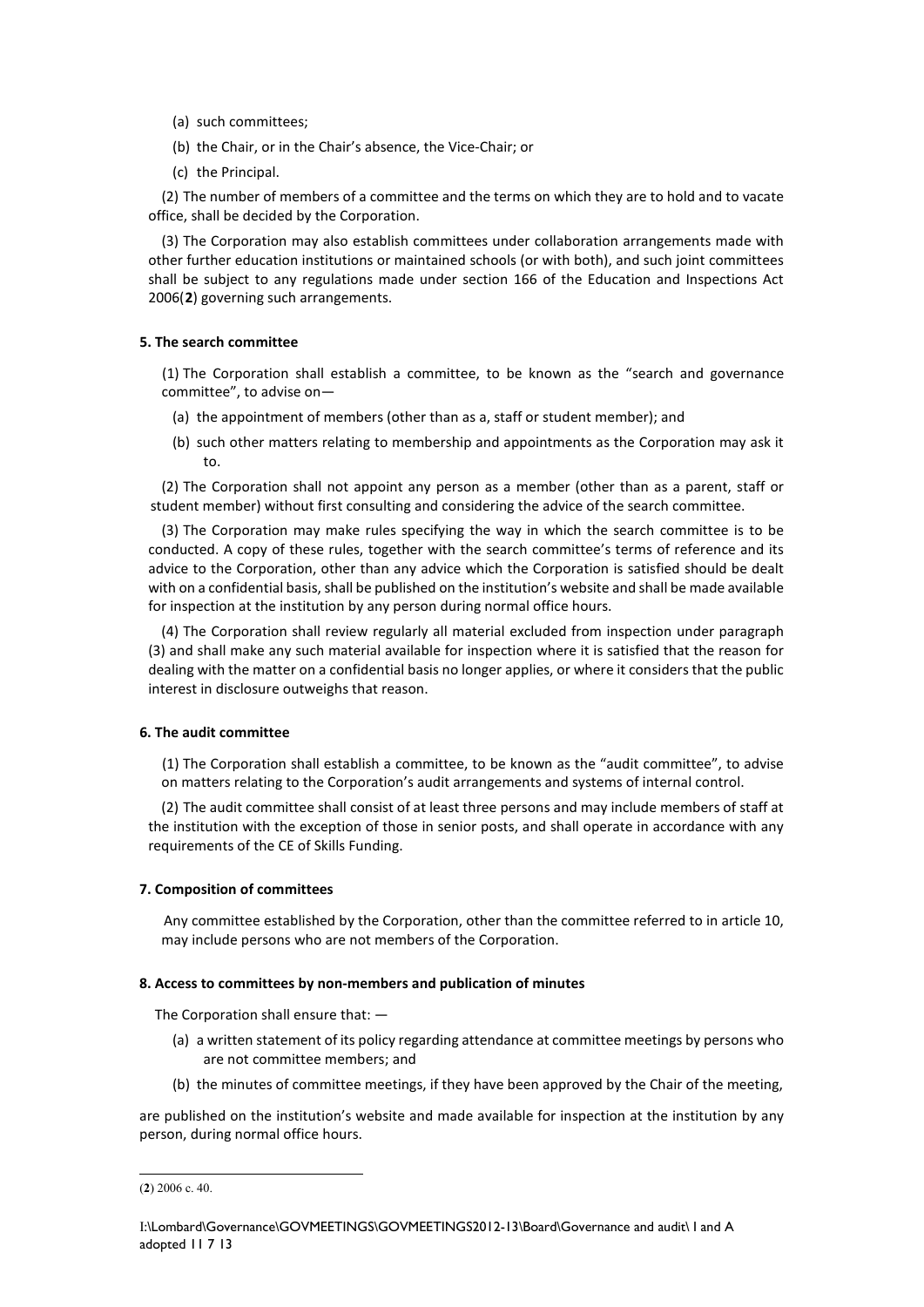(a) such committees;

(b) the Chair, or in the Chair's absence, the Vice-Chair; or

(c) the Principal.

(2) The number of members of a committee and the terms on which they are to hold and to vacate office, shall be decided by the Corporation.

(3) The Corporation may also establish committees under collaboration arrangements made with other further education institutions or maintained schools (or with both), and such joint committees shall be subject to any regulations made under section 166 of the Education and Inspections Act 2006(**2**) governing such arrangements.

**5. The search committee**

(1) The Corporation shall establish a committee, to be known as the "search and governance committee", to advise on—

(a) the appointment of members (other than as a, staff or student member); and

(b) such other matters relating to membership and appointments as the Corporation may ask it to.

(2) The Corporation shall not appoint any person as a member (other than as a parent, staff or student member) without first consulting and considering the advice of the search committee.

(3) The Corporation may make rules specifying the way in which the search committee is to be conducted. A copy of these rules, together with the search committee's terms of reference and its advice to the Corporation, other than any advice which the Corporation is satisfied should be dealt with on a confidential basis, shall be published on the institution's website and shall be made available for inspection at the institution by any person during normal office hours.

(4) The Corporation shall review regularly all material excluded from inspection under paragraph (3) and shall make any such material available for inspection where it is satisfied that the reason for dealing with the matter on a confidential basis no longer applies, or where it considers that the public interest in disclosure outweighs that reason.

**6. The audit committee**

(1) The Corporation shall establish a committee, to be known as the "audit committee", to advise on matters relating to the Corporation's audit arrangements and systems of internal control.

(2) The audit committee shall consist of at least three persons and may include members of staff at the institution with the exception of those in senior posts, and shall operate in accordance with any requirements of the CE of Skills Funding.

**7. Composition of committees**

Any committee established by the Corporation, other than the committee referred to in article 10, may include persons who are not members of the Corporation.

**8. Access to committees by non-members and publication of minutes**

The Corporation shall ensure that: —

(a) a written statement of its policy regarding attendance at committee meetings by persons who are not committee members; and

(b) the minutes of committee meetings, if they have been approved by the Chair of the meeting,

are published on the institution's website and made available for inspection at the institution by any person, during normal office hours.

(**2**) 2006 c. 40.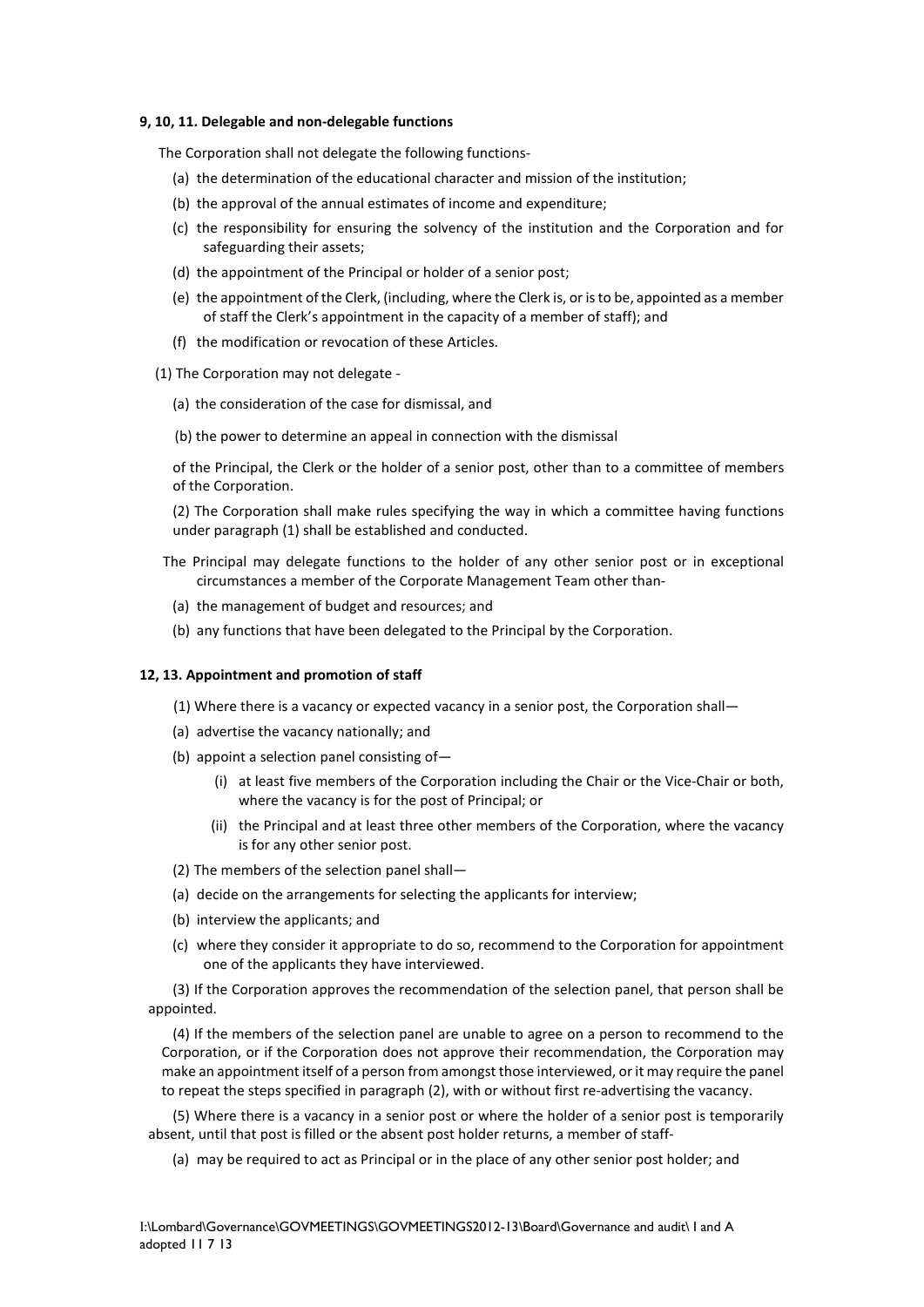**9, 10, 11. Delegable and non-delegable functions**

The Corporation shall not delegate the following functions-

- (a) the determination of the educational character and mission of the institution;
- (b) the approval of the annual estimates of income and expenditure;
- (c) the responsibility for ensuring the solvency of the institution and the Corporation and for safeguarding their assets;
- (d) the appointment of the Principal or holder of a senior post;
- (e) the appointment of the Clerk, (including, where the Clerk is, or is to be, appointed as a member of staff the Clerk's appointment in the capacity of a member of staff); and
- (f) the modification or revocation of these Articles.

(1) The Corporation may not delegate -

- (a) the consideration of the case for dismissal, and
- (b) the power to determine an appeal in connection with the dismissal

of the Principal, the Clerk or the holder of a senior post, other than to a committee of members of the Corporation.

(2) The Corporation shall make rules specifying the way in which a committee having functions under paragraph (1) shall be established and conducted.

The Principal may delegate functions to the holder of any other senior post or in exceptional circumstances a member of the Corporate Management Team other than-

- (a) the management of budget and resources; and
- (b) any functions that have been delegated to the Principal by the Corporation.

**12, 13. Appointment and promotion of staff**

(1) Where there is a vacancy or expected vacancy in a senior post, the Corporation shall—

- (a) advertise the vacancy nationally; and
- (b) appoint a selection panel consisting of—
  - (i) at least five members of the Corporation including the Chair or the Vice-Chair or both, where the vacancy is for the post of Principal; or
  - (ii) the Principal and at least three other members of the Corporation, where the vacancy is for any other senior post.

(2) The members of the selection panel shall—

- (a) decide on the arrangements for selecting the applicants for interview;
- (b) interview the applicants; and
- (c) where they consider it appropriate to do so, recommend to the Corporation for appointment one of the applicants they have interviewed.

(3) If the Corporation approves the recommendation of the selection panel, that person shall be appointed.

(4) If the members of the selection panel are unable to agree on a person to recommend to the Corporation, or if the Corporation does not approve their recommendation, the Corporation may make an appointment itself of a person from amongst those interviewed, or it may require the panel to repeat the steps specified in paragraph (2), with or without first re-advertising the vacancy.

(5) Where there is a vacancy in a senior post or where the holder of a senior post is temporarily absent, until that post is filled or the absent post holder returns, a member of staff-

- (a) may be required to act as Principal or in the place of any other senior post holder; and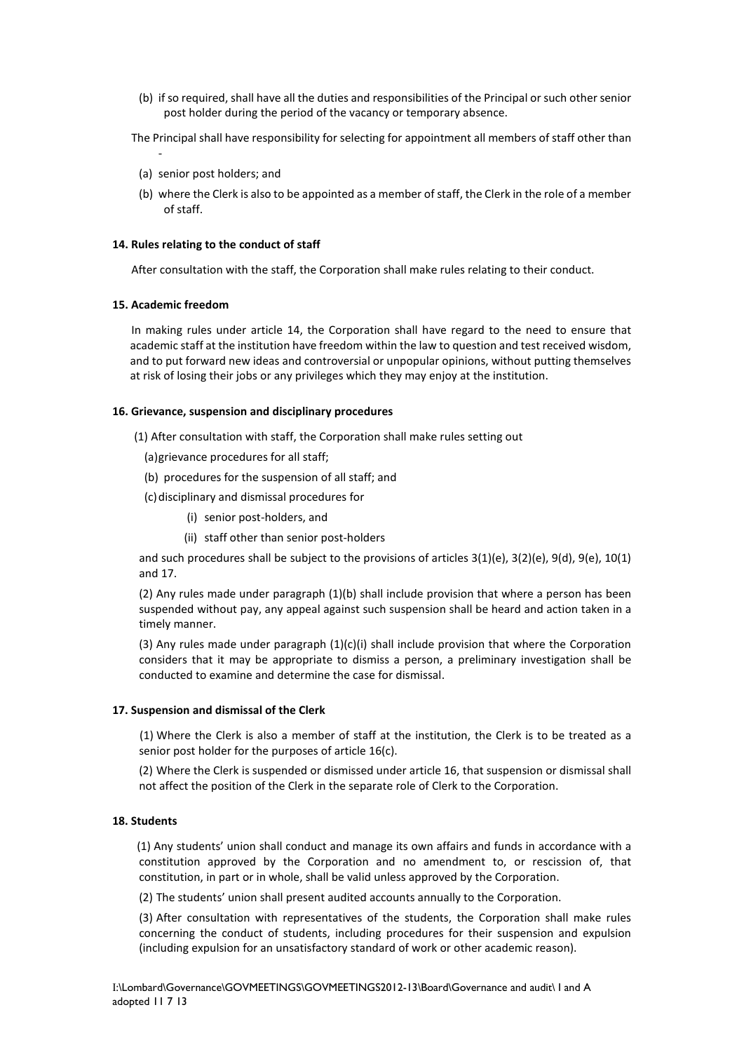(b) if so required, shall have all the duties and responsibilities of the Principal or such other senior post holder during the period of the vacancy or temporary absence.

The Principal shall have responsibility for selecting for appointment all members of staff other than -

(a) senior post holders; and

(b) where the Clerk is also to be appointed as a member of staff, the Clerk in the role of a member of staff.

**14. Rules relating to the conduct of staff**

After consultation with the staff, the Corporation shall make rules relating to their conduct.

**15. Academic freedom**

In making rules under article 14, the Corporation shall have regard to the need to ensure that academic staff at the institution have freedom within the law to question and test received wisdom, and to put forward new ideas and controversial or unpopular opinions, without putting themselves at risk of losing their jobs or any privileges which they may enjoy at the institution.

**16. Grievance, suspension and disciplinary procedures**

(1) After consultation with staff, the Corporation shall make rules setting out

(a) grievance procedures for all staff;

(b) procedures for the suspension of all staff; and

(c) disciplinary and dismissal procedures for

(i) senior post-holders, and

(ii) staff other than senior post-holders

and such procedures shall be subject to the provisions of articles 3(1)(e), 3(2)(e), 9(d), 9(e), 10(1) and 17.

(2) Any rules made under paragraph (1)(b) shall include provision that where a person has been suspended without pay, any appeal against such suspension shall be heard and action taken in a timely manner.

(3) Any rules made under paragraph (1)(c)(i) shall include provision that where the Corporation considers that it may be appropriate to dismiss a person, a preliminary investigation shall be conducted to examine and determine the case for dismissal.

**17. Suspension and dismissal of the Clerk**

(1) Where the Clerk is also a member of staff at the institution, the Clerk is to be treated as a senior post holder for the purposes of article 16(c).

(2) Where the Clerk is suspended or dismissed under article 16, that suspension or dismissal shall not affect the position of the Clerk in the separate role of Clerk to the Corporation.

**18. Students**

(1) Any students' union shall conduct and manage its own affairs and funds in accordance with a constitution approved by the Corporation and no amendment to, or rescission of, that constitution, in part or in whole, shall be valid unless approved by the Corporation.

(2) The students' union shall present audited accounts annually to the Corporation.

(3) After consultation with representatives of the students, the Corporation shall make rules concerning the conduct of students, including procedures for their suspension and expulsion (including expulsion for an unsatisfactory standard of work or other academic reason).

I:\Lombard\Governance\GOVMEETINGS\GOVMEETINGS2012-13\Board\Governance and audit\ I and A adopted 11 7 13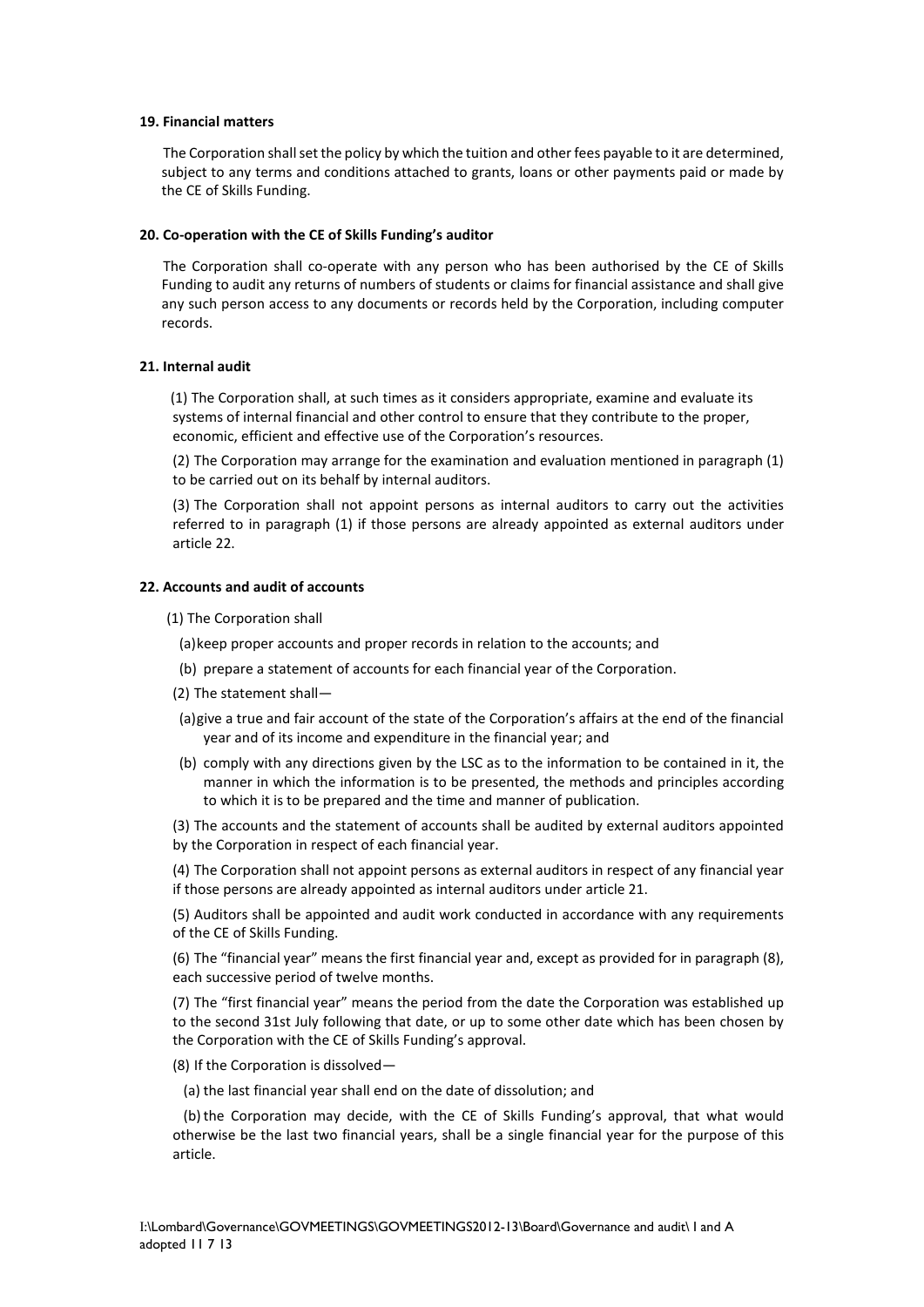**19. Financial matters**

The Corporation shall set the policy by which the tuition and other fees payable to it are determined, subject to any terms and conditions attached to grants, loans or other payments paid or made by the CE of Skills Funding.

**20. Co-operation with the CE of Skills Funding's auditor**

The Corporation shall co-operate with any person who has been authorised by the CE of Skills Funding to audit any returns of numbers of students or claims for financial assistance and shall give any such person access to any documents or records held by the Corporation, including computer records.

**21. Internal audit**

(1) The Corporation shall, at such times as it considers appropriate, examine and evaluate its systems of internal financial and other control to ensure that they contribute to the proper, economic, efficient and effective use of the Corporation's resources.

(2) The Corporation may arrange for the examination and evaluation mentioned in paragraph (1) to be carried out on its behalf by internal auditors.

(3) The Corporation shall not appoint persons as internal auditors to carry out the activities referred to in paragraph (1) if those persons are already appointed as external auditors under article 22.

**22. Accounts and audit of accounts**

(1) The Corporation shall

(a) keep proper accounts and proper records in relation to the accounts; and

(b) prepare a statement of accounts for each financial year of the Corporation.

(2) The statement shall—

(a) give a true and fair account of the state of the Corporation's affairs at the end of the financial year and of its income and expenditure in the financial year; and

(b) comply with any directions given by the LSC as to the information to be contained in it, the manner in which the information is to be presented, the methods and principles according to which it is to be prepared and the time and manner of publication.

(3) The accounts and the statement of accounts shall be audited by external auditors appointed by the Corporation in respect of each financial year.

(4) The Corporation shall not appoint persons as external auditors in respect of any financial year if those persons are already appointed as internal auditors under article 21.

(5) Auditors shall be appointed and audit work conducted in accordance with any requirements of the CE of Skills Funding.

(6) The "financial year" means the first financial year and, except as provided for in paragraph (8), each successive period of twelve months.

(7) The "first financial year" means the period from the date the Corporation was established up to the second 31st July following that date, or up to some other date which has been chosen by the Corporation with the CE of Skills Funding's approval.

(8) If the Corporation is dissolved—

(a) the last financial year shall end on the date of dissolution; and

(b) the Corporation may decide, with the CE of Skills Funding's approval, that what would otherwise be the last two financial years, shall be a single financial year for the purpose of this article.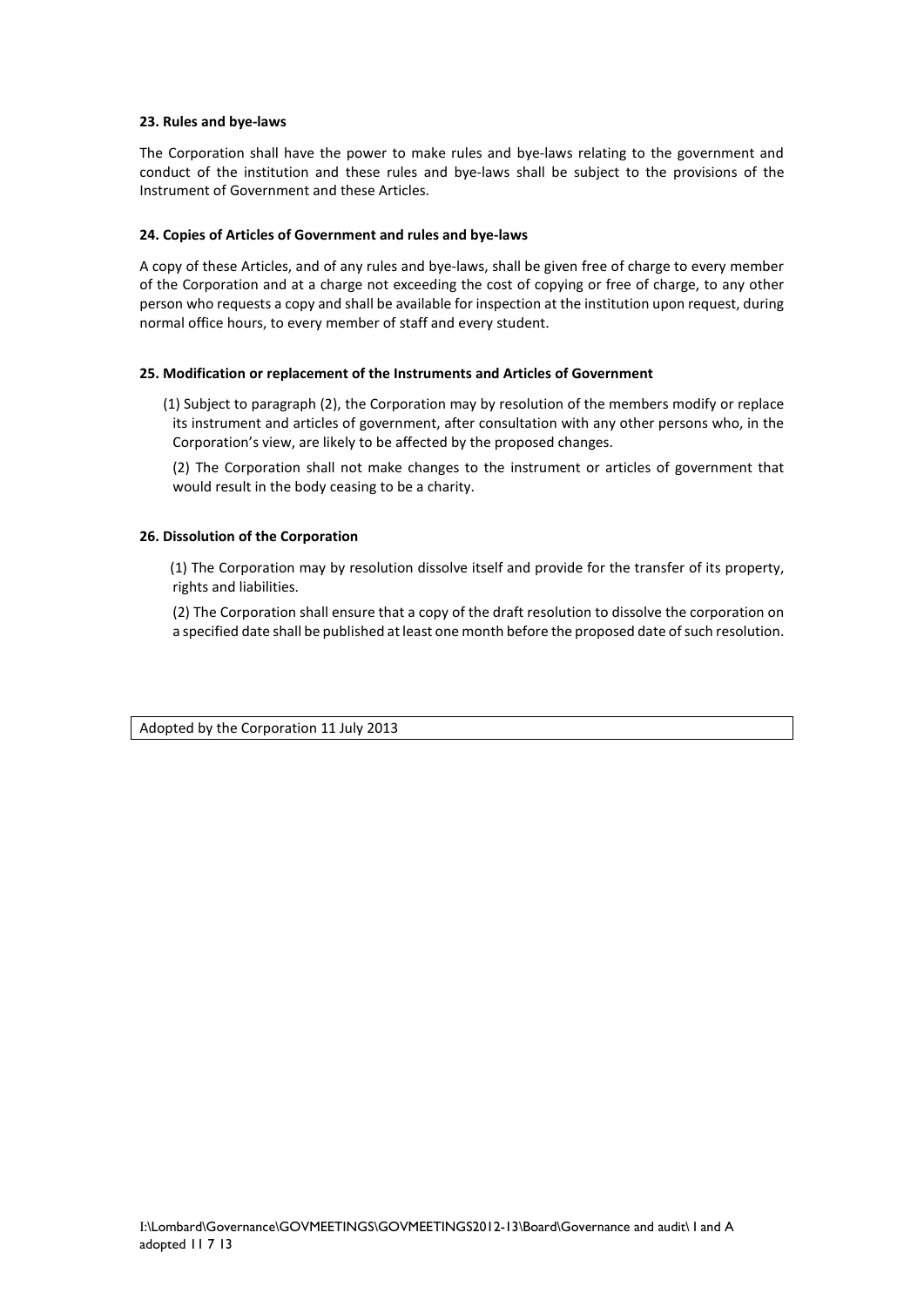#### 23. Rules and bye-laws

The Corporation shall have the power to make rules and bye-laws relating to the government and conduct of the institution and these rules and bye-laws shall be subject to the provisions of the Instrument of Government and these Articles.

#### 24. Copies of Articles of Government and rules and bye-laws

A copy of these Articles, and of any rules and bye-laws, shall be given free of charge to every member of the Corporation and at a charge not exceeding the cost of copying or free of charge, to any other person who requests a copy and shall be available for inspection at the institution upon request, during normal office hours, to every member of staff and every student.

#### 25. Modification or replacement of the Instruments and Articles of Government

(1) Subject to paragraph (2), the Corporation may by resolution of the members modify or replace its instrument and articles of government, after consultation with any other persons who, in the Corporation's view, are likely to be affected by the proposed changes.

(2) The Corporation shall not make changes to the instrument or articles of government that would result in the body ceasing to be a charity.

#### 26. Dissolution of the Corporation

(1) The Corporation may by resolution dissolve itself and provide for the transfer of its property, rights and liabilities.

(2) The Corporation shall ensure that a copy of the draft resolution to dissolve the corporation on a specified date shall be published at least one month before the proposed date of such resolution.

Adopted by the Corporation 11 July 2013

I:\Lombard\Governance\GOVMEETINGS\GOVMEETINGS2012-13\Board\Governance and audit\ I and A adopted 11 7 13